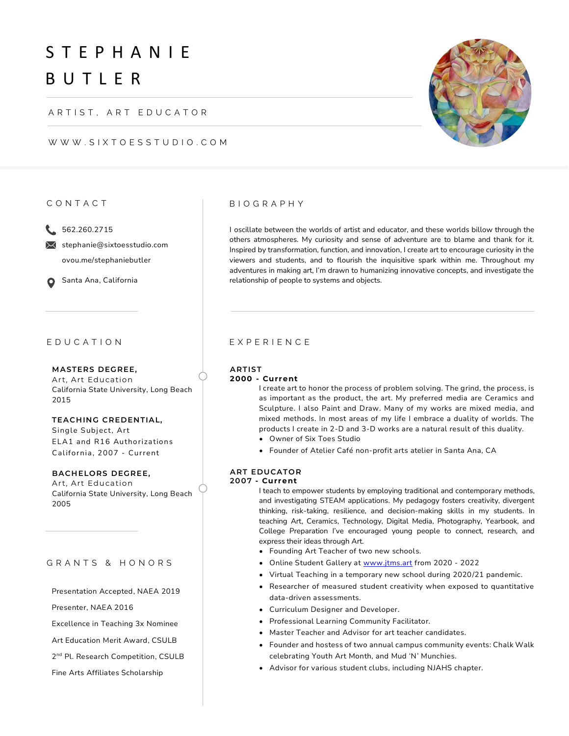# STEPHANIE BUTLER

ARTIST, ART EDUCATOR

WWW.SIXTOESSTUDIO.COM

## CONTACT

562.260.2715

stephanie@sixtoesstudio.com

ovou.me/stephaniebutler

Santa Ana, California

## EDUCATION

**MASTERS DEGREE,**
Art, Art Education
California State University, Long Beach
2015

**TEACHING CREDENTIAL,**
Single Subject, Art
ELA1 and R16 Authorizations
California, 2007 - Current

**BACHELORS DEGREE,**
Art, Art Education
California State University, Long Beach
2005

## GRANTS & HONORS

Presentation Accepted, NAEA 2019

Presenter, NAEA 2016

Excellence in Teaching 3x Nominee

Art Education Merit Award, CSULB

2nd Pl. Research Competition, CSULB

Fine Arts Affiliates Scholarship

## BIOGRAPHY

I oscillate between the worlds of artist and educator, and these worlds billow through the others atmospheres. My curiosity and sense of adventure are to blame and thank for it. Inspired by transformation, function, and innovation, I create art to encourage curiosity in the viewers and students, and to flourish the inquisitive spark within me. Throughout my adventures in making art, I'm drawn to humanizing innovative concepts, and investigate the relationship of people to systems and objects.

## EXPERIENCE

**ARTIST**
**2000 - Current**

I create art to honor the process of problem solving. The grind, the process, is as important as the product, the art. My preferred media are Ceramics and Sculpture. I also Paint and Draw. Many of my works are mixed media, and mixed methods. In most areas of my life I embrace a duality of worlds. The products I create in 2-D and 3-D works are a natural result of this duality.

- Owner of Six Toes Studio
- Founder of Atelier Café non-profit arts atelier in Santa Ana, CA

**ART EDUCATOR**
**2007 - Current**

I teach to empower students by employing traditional and contemporary methods, and investigating STEAM applications. My pedagogy fosters creativity, divergent thinking, risk-taking, resilience, and decision-making skills in my students. In teaching Art, Ceramics, Technology, Digital Media, Photography, Yearbook, and College Preparation I've encouraged young people to connect, research, and express their ideas through Art.

- Founding Art Teacher of two new schools.
- Online Student Gallery at www.jtms.art from 2020 - 2022
- Virtual Teaching in a temporary new school during 2020/21 pandemic.
- Researcher of measured student creativity when exposed to quantitative data-driven assessments.
- Curriculum Designer and Developer.
- Professional Learning Community Facilitator.
- Master Teacher and Advisor for art teacher candidates.
- Founder and hostess of two annual campus community events: Chalk Walk celebrating Youth Art Month, and Mud 'N' Munchies.
- Advisor for various student clubs, including NJAHS chapter.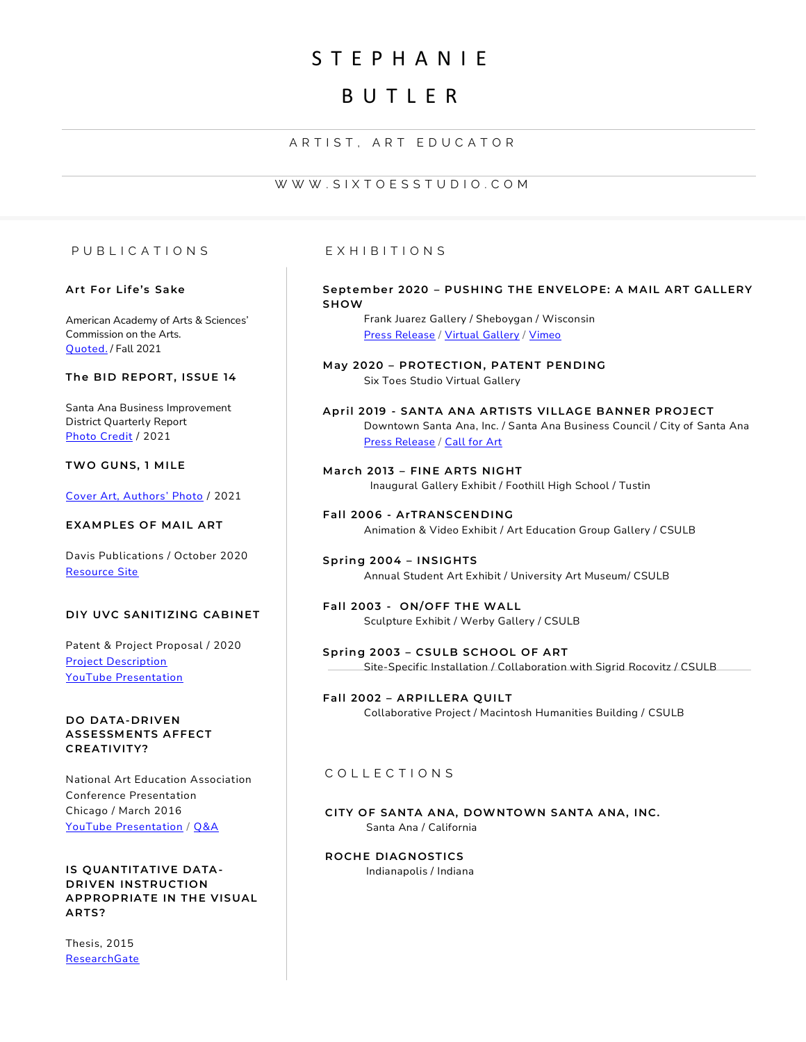# STEPHANIE BUTLER

ARTIST, ART EDUCATOR

WWW.SIXTOESSTUDIO.COM

## PUBLICATIONS

**Art For Life's Sake**

American Academy of Arts & Sciences' Commission on the Arts.
Quoted. / Fall 2021

**The BID REPORT, ISSUE 14**

Santa Ana Business Improvement District Quarterly Report
Photo Credit / 2021

**TWO GUNS, 1 MILE**

Cover Art, Authors' Photo / 2021

**EXAMPLES OF MAIL ART**

Davis Publications / October 2020
Resource Site

**DIY UVC SANITIZING CABINET**

Patent & Project Proposal / 2020
Project Description
YouTube Presentation

**DO DATA-DRIVEN ASSESSMENTS AFFECT CREATIVITY?**

National Art Education Association Conference Presentation
Chicago / March 2016
YouTube Presentation / Q&A

**IS QUANTITATIVE DATA-DRIVEN INSTRUCTION APPROPRIATE IN THE VISUAL ARTS?**

Thesis, 2015
ResearchGate

## EXHIBITIONS

**September 2020 – PUSHING THE ENVELOPE: A MAIL ART GALLERY SHOW**
Frank Juarez Gallery / Sheboygan / Wisconsin
Press Release / Virtual Gallery / Vimeo

**May 2020 – PROTECTION, PATENT PENDING**
Six Toes Studio Virtual Gallery

**April 2019 - SANTA ANA ARTISTS VILLAGE BANNER PROJECT**
Downtown Santa Ana, Inc. / Santa Ana Business Council / City of Santa Ana
Press Release / Call for Art

**March 2013 – FINE ARTS NIGHT**
Inaugural Gallery Exhibit / Foothill High School / Tustin

**Fall 2006 - ArTRANSCENDING**
Animation & Video Exhibit / Art Education Group Gallery / CSULB

**Spring 2004 – INSIGHTS**
Annual Student Art Exhibit / University Art Museum/ CSULB

**Fall 2003 - ON/OFF THE WALL**
Sculpture Exhibit / Werby Gallery / CSULB

**Spring 2003 – CSULB SCHOOL OF ART**
Site-Specific Installation / Collaboration with Sigrid Rocovitz / CSULB

**Fall 2002 – ARPILLERA QUILT**
Collaborative Project / Macintosh Humanities Building / CSULB

## COLLECTIONS

**CITY OF SANTA ANA, DOWNTOWN SANTA ANA, INC.**
Santa Ana / California

**ROCHE DIAGNOSTICS**
Indianapolis / Indiana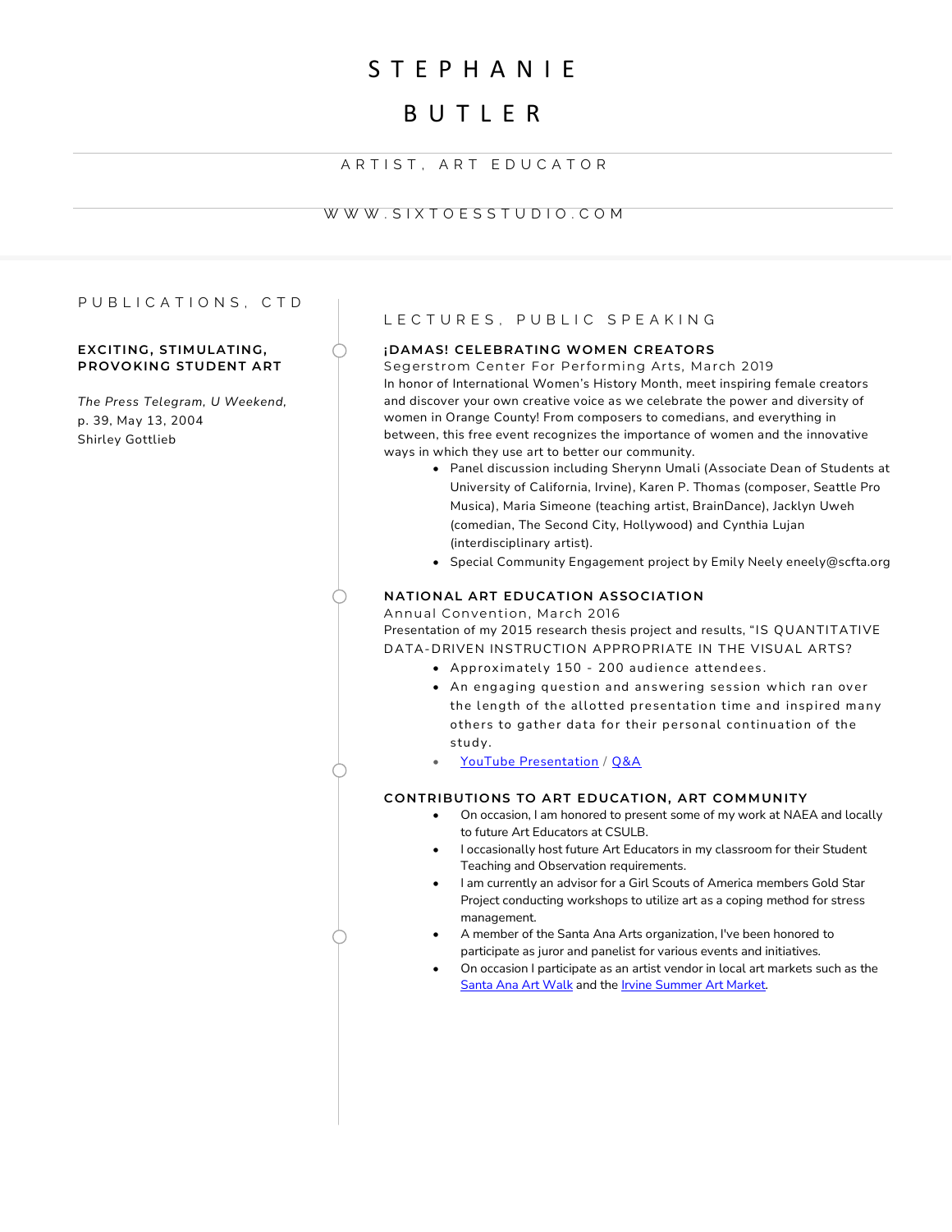# STEPHANIE BUTLER

ARTIST, ART EDUCATOR

WWW.SIXTOESSTUDIO.COM

## PUBLICATIONS, CTD

**EXCITING, STIMULATING, PROVOKING STUDENT ART**

*The Press Telegram, U Weekend,* p. 39, May 13, 2004
Shirley Gottlieb

## LECTURES, PUBLIC SPEAKING

### ¡DAMAS! CELEBRATING WOMEN CREATORS

Segerstrom Center For Performing Arts, March 2019

In honor of International Women's History Month, meet inspiring female creators and discover your own creative voice as we celebrate the power and diversity of women in Orange County! From composers to comedians, and everything in between, this free event recognizes the importance of women and the innovative ways in which they use art to better our community.

- Panel discussion including Sherynn Umali (Associate Dean of Students at University of California, Irvine), Karen P. Thomas (composer, Seattle Pro Musica), Maria Simeone (teaching artist, BrainDance), Jacklyn Uweh (comedian, The Second City, Hollywood) and Cynthia Lujan (interdisciplinary artist).
- Special Community Engagement project by Emily Neely eneely@scfta.org

### NATIONAL ART EDUCATION ASSOCIATION

Annual Convention, March 2016

Presentation of my 2015 research thesis project and results, "IS QUANTITATIVE DATA-DRIVEN INSTRUCTION APPROPRIATE IN THE VISUAL ARTS?

- Approximately 150 - 200 audience attendees.
- An engaging question and answering session which ran over the length of the allotted presentation time and inspired many others to gather data for their personal continuation of the study.
- YouTube Presentation / Q&A

### CONTRIBUTIONS TO ART EDUCATION, ART COMMUNITY

- On occasion, I am honored to present some of my work at NAEA and locally to future Art Educators at CSULB.
- I occasionally host future Art Educators in my classroom for their Student Teaching and Observation requirements.
- I am currently an advisor for a Girl Scouts of America members Gold Star Project conducting workshops to utilize art as a coping method for stress management.
- A member of the Santa Ana Arts organization, I've been honored to participate as juror and panelist for various events and initiatives.
- On occasion I participate as an artist vendor in local art markets such as the Santa Ana Art Walk and the Irvine Summer Art Market.